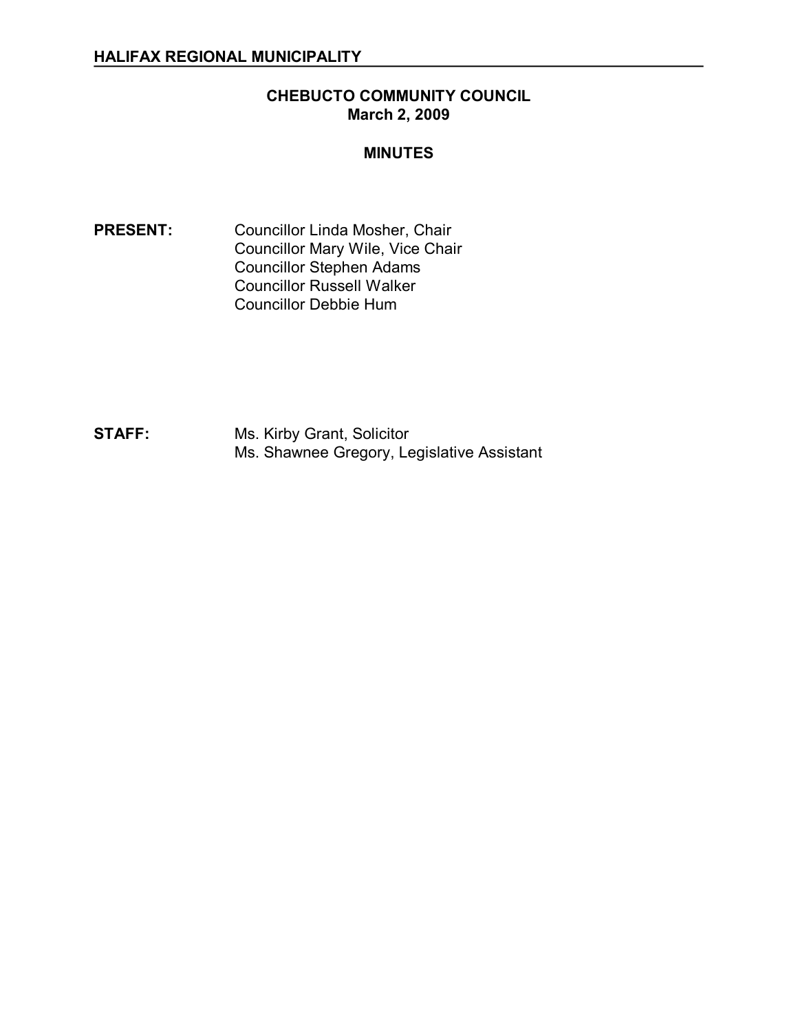**HALIFAX REGIONAL MUNICIPALITY**

# CHEBUCTO COMMUNITY COUNCIL
## March 2, 2009

## MINUTES

**PRESENT:** Councillor Linda Mosher, Chair
Councillor Mary Wile, Vice Chair
Councillor Stephen Adams
Councillor Russell Walker
Councillor Debbie Hum

**STAFF:** Ms. Kirby Grant, Solicitor
Ms. Shawnee Gregory, Legislative Assistant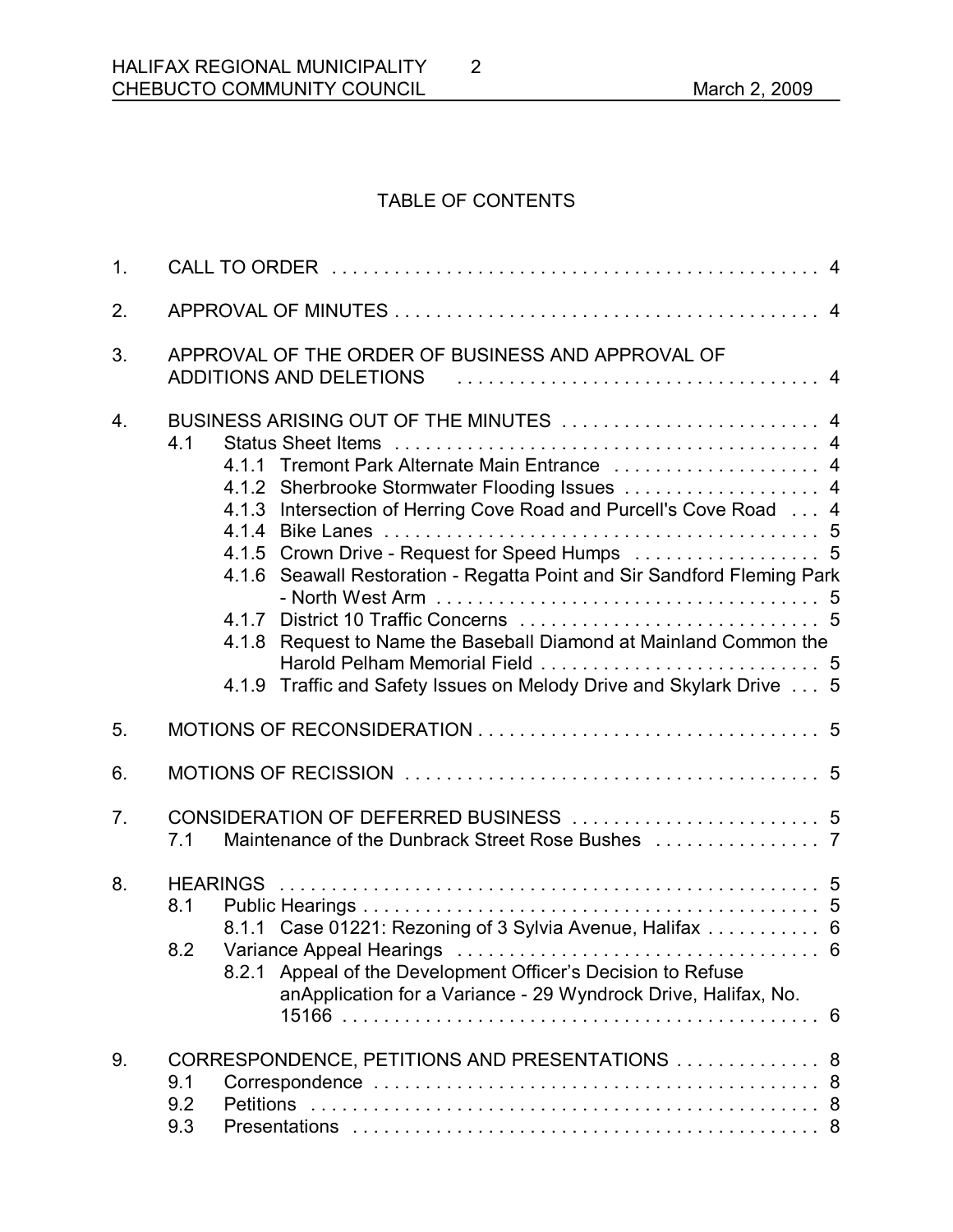## TABLE OF CONTENTS

1. CALL TO ORDER . . . . . . . . . . . . . . . . . . . . . . . . . . . . . . . . . . . . . . . . . . . . . . . . 4
2. APPROVAL OF MINUTES . . . . . . . . . . . . . . . . . . . . . . . . . . . . . . . . . . . . . . . . . . 4
3. APPROVAL OF THE ORDER OF BUSINESS AND APPROVAL OF ADDITIONS AND DELETIONS . . . . . . . . . . . . . . . . . . . . . . . . . . . . . . . . . . . 4
4. BUSINESS ARISING OUT OF THE MINUTES . . . . . . . . . . . . . . . . . . . . . . . . . . 4
   - 4.1 Status Sheet Items . . . . . . . . . . . . . . . . . . . . . . . . . . . . . . . . . . . . . . . . . 4
     - 4.1.1 Tremont Park Alternate Main Entrance . . . . . . . . . . . . . . . . . . . . . 4
     - 4.1.2 Sherbrooke Stormwater Flooding Issues . . . . . . . . . . . . . . . . . . . 4
     - 4.1.3 Intersection of Herring Cove Road and Purcell's Cove Road . . . 4
     - 4.1.4 Bike Lanes . . . . . . . . . . . . . . . . . . . . . . . . . . . . . . . . . . . . . . . . . . 5
     - 4.1.5 Crown Drive - Request for Speed Humps . . . . . . . . . . . . . . . . . . 5
     - 4.1.6 Seawall Restoration - Regatta Point and Sir Sandford Fleming Park - North West Arm . . . . . . . . . . . . . . . . . . . . . . . . . . . . . . . . . . . . . 5
     - 4.1.7 District 10 Traffic Concerns . . . . . . . . . . . . . . . . . . . . . . . . . . . . . 5
     - 4.1.8 Request to Name the Baseball Diamond at Mainland Common the Harold Pelham Memorial Field . . . . . . . . . . . . . . . . . . . . . . . . . . 5
     - 4.1.9 Traffic and Safety Issues on Melody Drive and Skylark Drive . . . 5
5. MOTIONS OF RECONSIDERATION . . . . . . . . . . . . . . . . . . . . . . . . . . . . . . . . . 5
6. MOTIONS OF RECISSION . . . . . . . . . . . . . . . . . . . . . . . . . . . . . . . . . . . . . . . . 5
7. CONSIDERATION OF DEFERRED BUSINESS . . . . . . . . . . . . . . . . . . . . . . . . 5
   - 7.1 Maintenance of the Dunbrack Street Rose Bushes . . . . . . . . . . . . . . . . 7
8. HEARINGS . . . . . . . . . . . . . . . . . . . . . . . . . . . . . . . . . . . . . . . . . . . . . . . . . . . . 5
   - 8.1 Public Hearings . . . . . . . . . . . . . . . . . . . . . . . . . . . . . . . . . . . . . . . . . . . . 5
     - 8.1.1 Case 01221: Rezoning of 3 Sylvia Avenue, Halifax . . . . . . . . . . . 6
   - 8.2 Variance Appeal Hearings . . . . . . . . . . . . . . . . . . . . . . . . . . . . . . . . . . . 6
     - 8.2.1 Appeal of the Development Officer's Decision to Refuse anApplication for a Variance - 29 Wyndrock Drive, Halifax, No. 15166 . . . . . . . . . . . . . . . . . . . . . . . . . . . . . . . . . . . . . . . . . . . . . 6
9. CORRESPONDENCE, PETITIONS AND PRESENTATIONS . . . . . . . . . . . . . . 8
   - 9.1 Correspondence . . . . . . . . . . . . . . . . . . . . . . . . . . . . . . . . . . . . . . . . . . . 8
   - 9.2 Petitions . . . . . . . . . . . . . . . . . . . . . . . . . . . . . . . . . . . . . . . . . . . . . . . . 8
   - 9.3 Presentations . . . . . . . . . . . . . . . . . . . . . . . . . . . . . . . . . . . . . . . . . . . . 8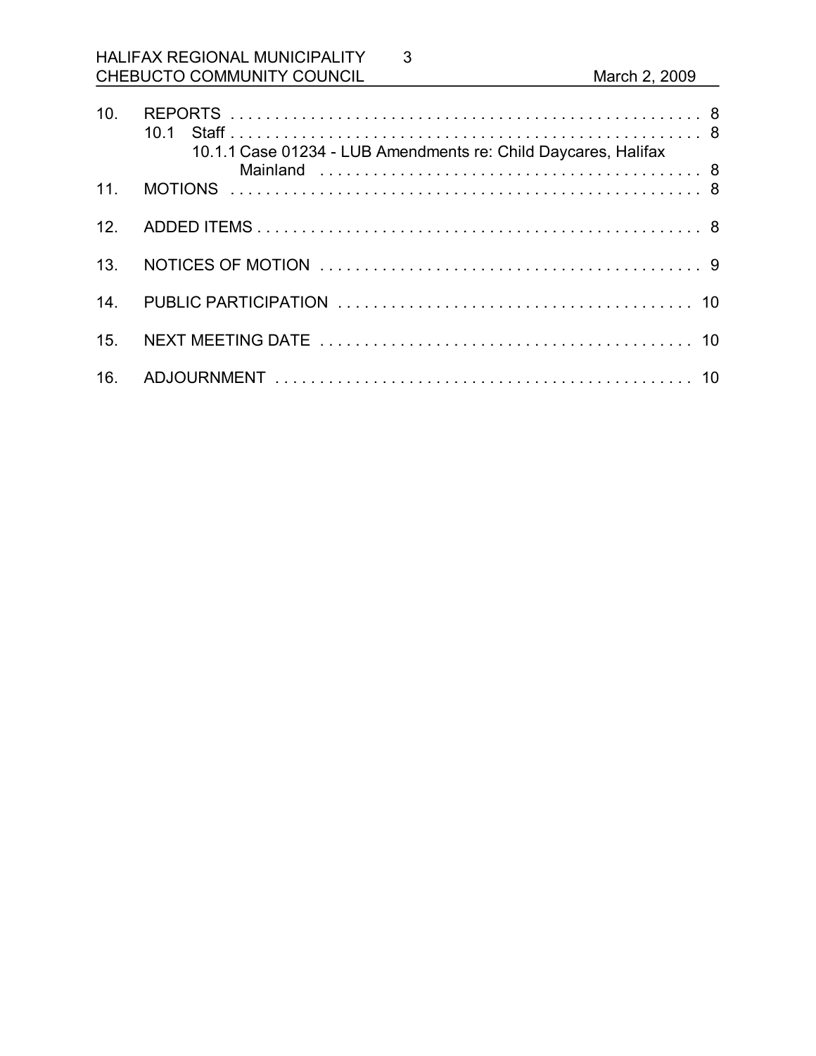10. REPORTS . . . . . . . . . . . . . . . . . . . . . . . . . . . . . . . . . . . . . . . . . . . . . . . . . . . . 8
    10.1 Staff . . . . . . . . . . . . . . . . . . . . . . . . . . . . . . . . . . . . . . . . . . . . . . . . . . . . 8
        10.1.1 Case 01234 - LUB Amendments re: Child Daycares, Halifax Mainland . . . . . . . . . . . . . . . . . . . . . . . . . . . . . . . . . . . . . . . . . . 8
11. MOTIONS . . . . . . . . . . . . . . . . . . . . . . . . . . . . . . . . . . . . . . . . . . . . . . . . . . . . 8

12. ADDED ITEMS . . . . . . . . . . . . . . . . . . . . . . . . . . . . . . . . . . . . . . . . . . . . . . . . . 8

13. NOTICES OF MOTION . . . . . . . . . . . . . . . . . . . . . . . . . . . . . . . . . . . . . . . . . . . 9

14. PUBLIC PARTICIPATION . . . . . . . . . . . . . . . . . . . . . . . . . . . . . . . . . . . . . . . 10

15. NEXT MEETING DATE . . . . . . . . . . . . . . . . . . . . . . . . . . . . . . . . . . . . . . . . . 10

16. ADJOURNMENT . . . . . . . . . . . . . . . . . . . . . . . . . . . . . . . . . . . . . . . . . . . . . . 10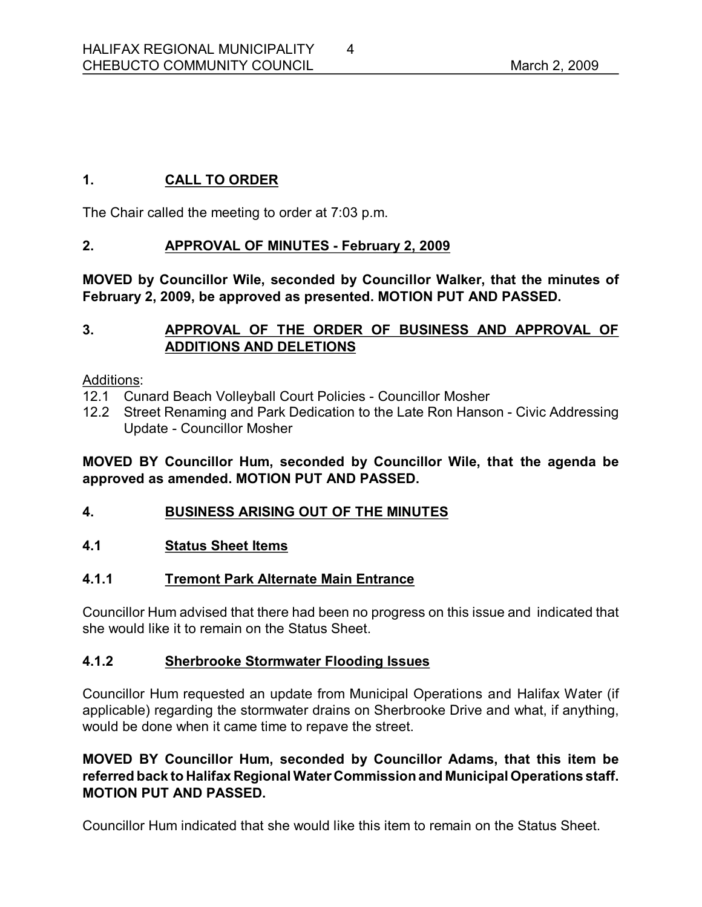## 1. CALL TO ORDER

The Chair called the meeting to order at 7:03 p.m.

## 2. APPROVAL OF MINUTES - February 2, 2009

**MOVED by Councillor Wile, seconded by Councillor Walker, that the minutes of February 2, 2009, be approved as presented. MOTION PUT AND PASSED.**

## 3. APPROVAL OF THE ORDER OF BUSINESS AND APPROVAL OF ADDITIONS AND DELETIONS

Additions:

12.1 Cunard Beach Volleyball Court Policies - Councillor Mosher
12.2 Street Renaming and Park Dedication to the Late Ron Hanson - Civic Addressing Update - Councillor Mosher

**MOVED BY Councillor Hum, seconded by Councillor Wile, that the agenda be approved as amended. MOTION PUT AND PASSED.**

## 4. BUSINESS ARISING OUT OF THE MINUTES

### 4.1 Status Sheet Items

#### 4.1.1 Tremont Park Alternate Main Entrance

Councillor Hum advised that there had been no progress on this issue and indicated that she would like it to remain on the Status Sheet.

#### 4.1.2 Sherbrooke Stormwater Flooding Issues

Councillor Hum requested an update from Municipal Operations and Halifax Water (if applicable) regarding the stormwater drains on Sherbrooke Drive and what, if anything, would be done when it came time to repave the street.

**MOVED BY Councillor Hum, seconded by Councillor Adams, that this item be referred back to Halifax Regional Water Commission and Municipal Operations staff. MOTION PUT AND PASSED.**

Councillor Hum indicated that she would like this item to remain on the Status Sheet.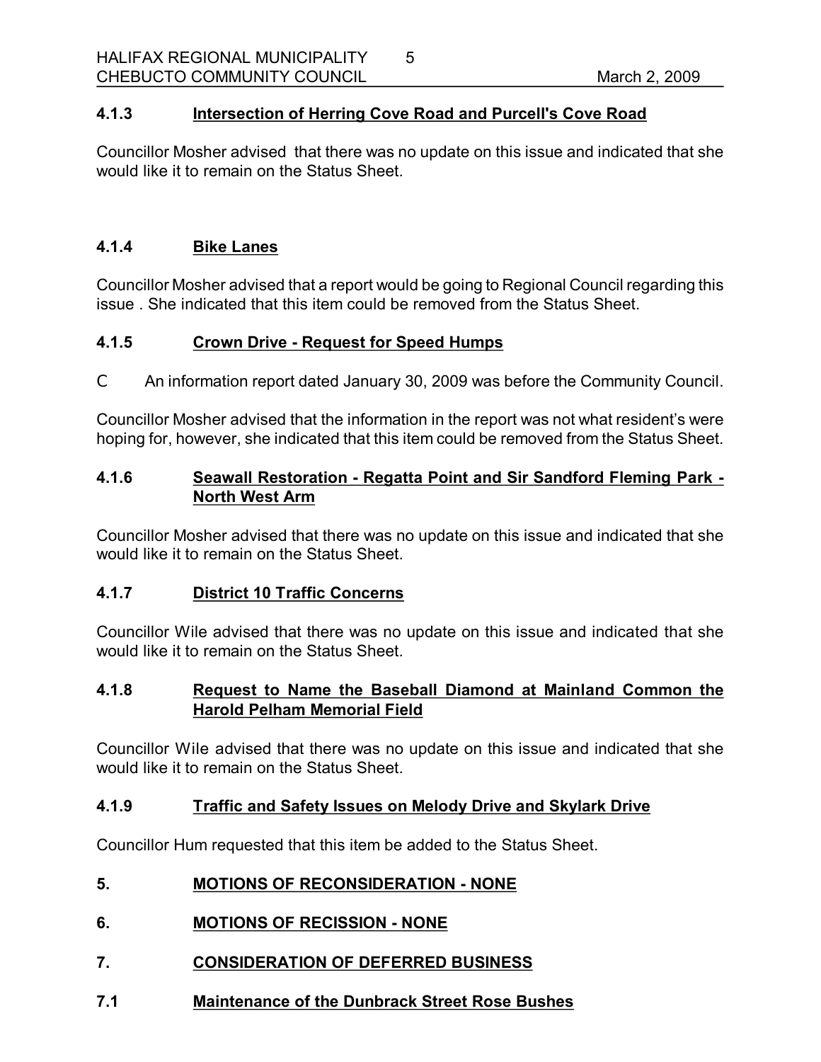### 4.1.3 Intersection of Herring Cove Road and Purcell's Cove Road

Councillor Mosher advised that there was no update on this issue and indicated that she would like it to remain on the Status Sheet.

### 4.1.4 Bike Lanes

Councillor Mosher advised that a report would be going to Regional Council regarding this issue . She indicated that this item could be removed from the Status Sheet.

### 4.1.5 Crown Drive - Request for Speed Humps

- An information report dated January 30, 2009 was before the Community Council.

Councillor Mosher advised that the information in the report was not what resident's were hoping for, however, she indicated that this item could be removed from the Status Sheet.

### 4.1.6 Seawall Restoration - Regatta Point and Sir Sandford Fleming Park - North West Arm

Councillor Mosher advised that there was no update on this issue and indicated that she would like it to remain on the Status Sheet.

### 4.1.7 District 10 Traffic Concerns

Councillor Wile advised that there was no update on this issue and indicated that she would like it to remain on the Status Sheet.

### 4.1.8 Request to Name the Baseball Diamond at Mainland Common the Harold Pelham Memorial Field

Councillor Wile advised that there was no update on this issue and indicated that she would like it to remain on the Status Sheet.

### 4.1.9 Traffic and Safety Issues on Melody Drive and Skylark Drive

Councillor Hum requested that this item be added to the Status Sheet.

## 5. MOTIONS OF RECONSIDERATION - NONE

## 6. MOTIONS OF RECISSION - NONE

## 7. CONSIDERATION OF DEFERRED BUSINESS

### 7.1 Maintenance of the Dunbrack Street Rose Bushes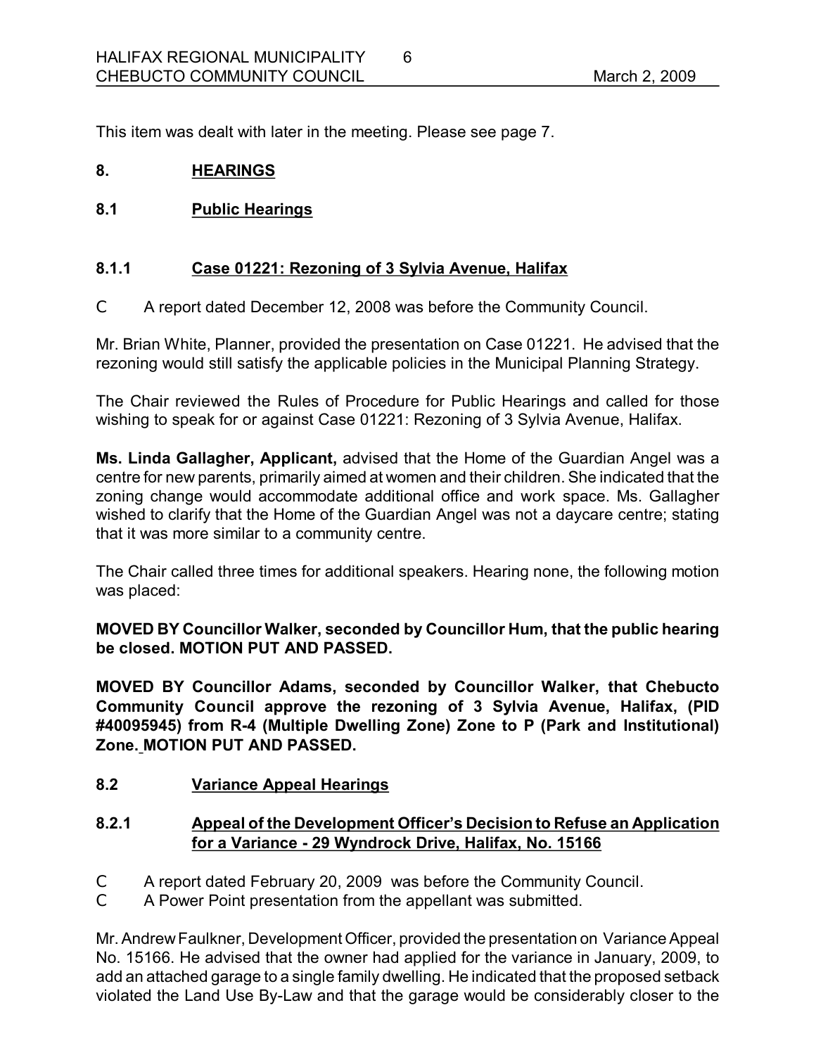This item was dealt with later in the meeting. Please see page 7.

## 8. HEARINGS

### 8.1 Public Hearings

#### 8.1.1 Case 01221: Rezoning of 3 Sylvia Avenue, Halifax

- A report dated December 12, 2008 was before the Community Council.

Mr. Brian White, Planner, provided the presentation on Case 01221. He advised that the rezoning would still satisfy the applicable policies in the Municipal Planning Strategy.

The Chair reviewed the Rules of Procedure for Public Hearings and called for those wishing to speak for or against Case 01221: Rezoning of 3 Sylvia Avenue, Halifax.

**Ms. Linda Gallagher, Applicant,** advised that the Home of the Guardian Angel was a centre for new parents, primarily aimed at women and their children. She indicated that the zoning change would accommodate additional office and work space. Ms. Gallagher wished to clarify that the Home of the Guardian Angel was not a daycare centre; stating that it was more similar to a community centre.

The Chair called three times for additional speakers. Hearing none, the following motion was placed:

**MOVED BY Councillor Walker, seconded by Councillor Hum, that the public hearing be closed. MOTION PUT AND PASSED.**

**MOVED BY Councillor Adams, seconded by Councillor Walker, that Chebucto Community Council approve the rezoning of 3 Sylvia Avenue, Halifax, (PID #40095945) from R-4 (Multiple Dwelling Zone) Zone to P (Park and Institutional) Zone. MOTION PUT AND PASSED.**

### 8.2 Variance Appeal Hearings

#### 8.2.1 Appeal of the Development Officer's Decision to Refuse an Application for a Variance - 29 Wyndrock Drive, Halifax, No. 15166

- A report dated February 20, 2009 was before the Community Council.
- A Power Point presentation from the appellant was submitted.

Mr. Andrew Faulkner, Development Officer, provided the presentation on Variance Appeal No. 15166. He advised that the owner had applied for the variance in January, 2009, to add an attached garage to a single family dwelling. He indicated that the proposed setback violated the Land Use By-Law and that the garage would be considerably closer to the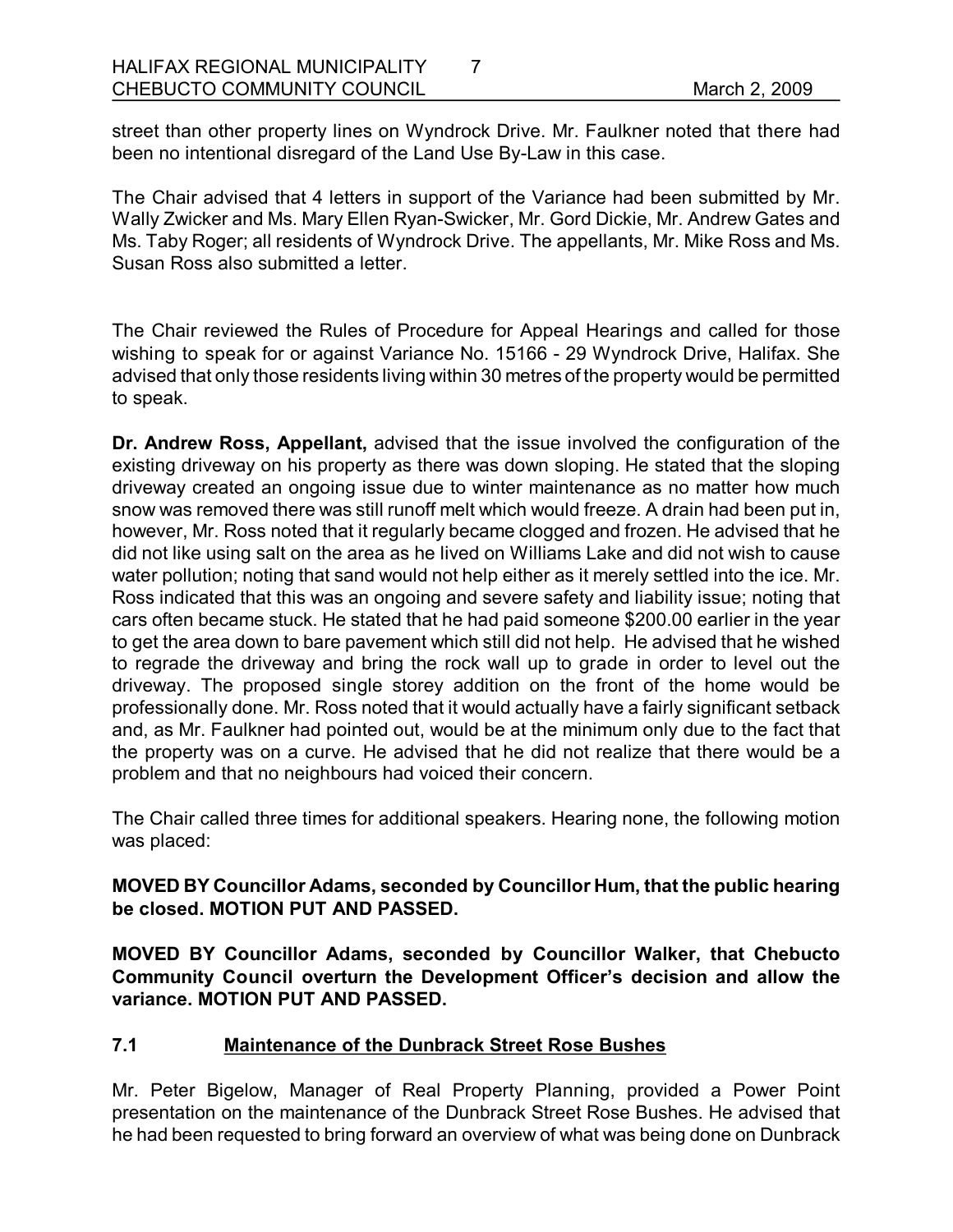street than other property lines on Wyndrock Drive. Mr. Faulkner noted that there had been no intentional disregard of the Land Use By-Law in this case.

The Chair advised that 4 letters in support of the Variance had been submitted by Mr. Wally Zwicker and Ms. Mary Ellen Ryan-Swicker, Mr. Gord Dickie, Mr. Andrew Gates and Ms. Taby Roger; all residents of Wyndrock Drive. The appellants, Mr. Mike Ross and Ms. Susan Ross also submitted a letter.

The Chair reviewed the Rules of Procedure for Appeal Hearings and called for those wishing to speak for or against Variance No. 15166 - 29 Wyndrock Drive, Halifax. She advised that only those residents living within 30 metres of the property would be permitted to speak.

**Dr. Andrew Ross, Appellant,** advised that the issue involved the configuration of the existing driveway on his property as there was down sloping. He stated that the sloping driveway created an ongoing issue due to winter maintenance as no matter how much snow was removed there was still runoff melt which would freeze. A drain had been put in, however, Mr. Ross noted that it regularly became clogged and frozen. He advised that he did not like using salt on the area as he lived on Williams Lake and did not wish to cause water pollution; noting that sand would not help either as it merely settled into the ice. Mr. Ross indicated that this was an ongoing and severe safety and liability issue; noting that cars often became stuck. He stated that he had paid someone $200.00 earlier in the year to get the area down to bare pavement which still did not help. He advised that he wished to regrade the driveway and bring the rock wall up to grade in order to level out the driveway. The proposed single storey addition on the front of the home would be professionally done. Mr. Ross noted that it would actually have a fairly significant setback and, as Mr. Faulkner had pointed out, would be at the minimum only due to the fact that the property was on a curve. He advised that he did not realize that there would be a problem and that no neighbours had voiced their concern.

The Chair called three times for additional speakers. Hearing none, the following motion was placed:

**MOVED BY Councillor Adams, seconded by Councillor Hum, that the public hearing be closed. MOTION PUT AND PASSED.**

**MOVED BY Councillor Adams, seconded by Councillor Walker, that Chebucto Community Council overturn the Development Officer's decision and allow the variance. MOTION PUT AND PASSED.**

## 7.1 Maintenance of the Dunbrack Street Rose Bushes

Mr. Peter Bigelow, Manager of Real Property Planning, provided a Power Point presentation on the maintenance of the Dunbrack Street Rose Bushes. He advised that he had been requested to bring forward an overview of what was being done on Dunbrack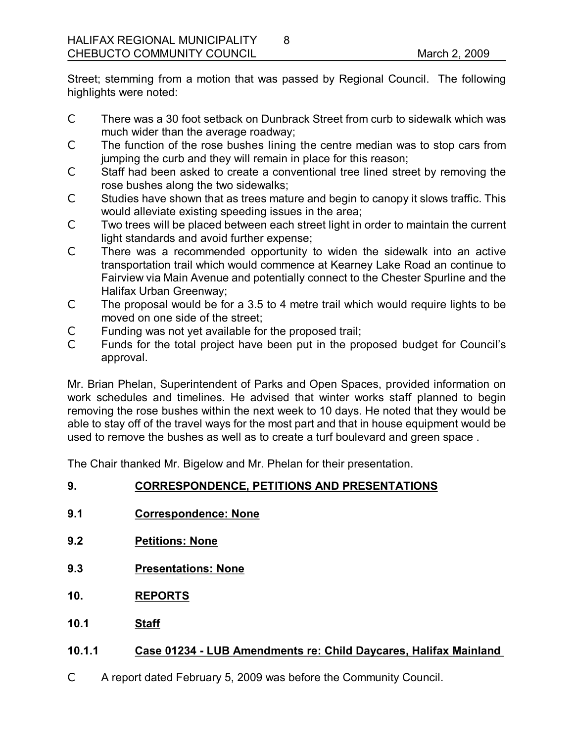Street; stemming from a motion that was passed by Regional Council. The following highlights were noted:

- There was a 30 foot setback on Dunbrack Street from curb to sidewalk which was much wider than the average roadway;
- The function of the rose bushes lining the centre median was to stop cars from jumping the curb and they will remain in place for this reason;
- Staff had been asked to create a conventional tree lined street by removing the rose bushes along the two sidewalks;
- Studies have shown that as trees mature and begin to canopy it slows traffic. This would alleviate existing speeding issues in the area;
- Two trees will be placed between each street light in order to maintain the current light standards and avoid further expense;
- There was a recommended opportunity to widen the sidewalk into an active transportation trail which would commence at Kearney Lake Road an continue to Fairview via Main Avenue and potentially connect to the Chester Spurline and the Halifax Urban Greenway;
- The proposal would be for a 3.5 to 4 metre trail which would require lights to be moved on one side of the street;
- Funding was not yet available for the proposed trail;
- Funds for the total project have been put in the proposed budget for Council's approval.

Mr. Brian Phelan, Superintendent of Parks and Open Spaces, provided information on work schedules and timelines. He advised that winter works staff planned to begin removing the rose bushes within the next week to 10 days. He noted that they would be able to stay off of the travel ways for the most part and that in house equipment would be used to remove the bushes as well as to create a turf boulevard and green space .

The Chair thanked Mr. Bigelow and Mr. Phelan for their presentation.

## 9. CORRESPONDENCE, PETITIONS AND PRESENTATIONS

### 9.1 Correspondence: None

### 9.2 Petitions: None

### 9.3 Presentations: None

## 10. REPORTS

### 10.1 Staff

#### 10.1.1 Case 01234 - LUB Amendments re: Child Daycares, Halifax Mainland

- A report dated February 5, 2009 was before the Community Council.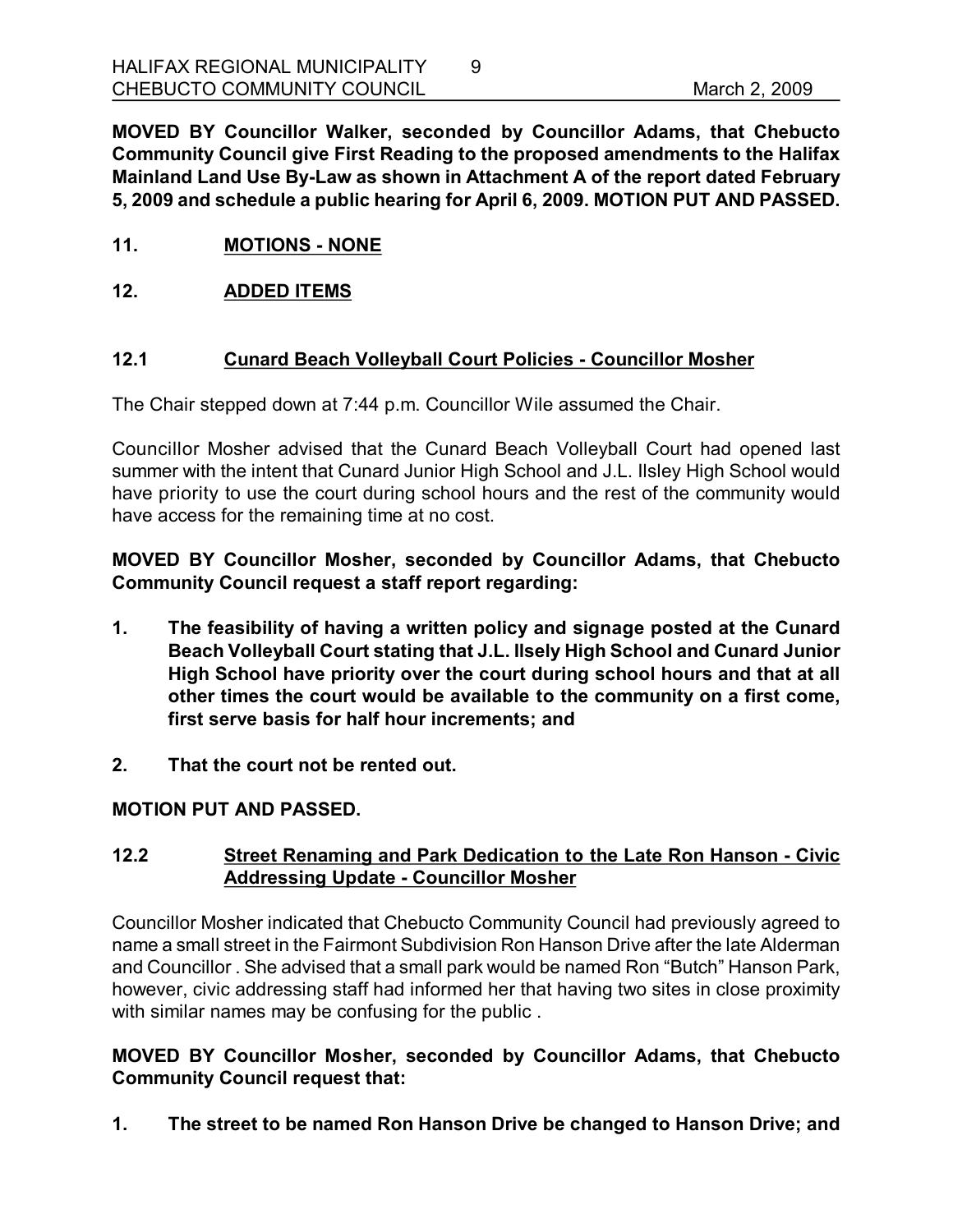**MOVED BY Councillor Walker, seconded by Councillor Adams, that Chebucto Community Council give First Reading to the proposed amendments to the Halifax Mainland Land Use By-Law as shown in Attachment A of the report dated February 5, 2009 and schedule a public hearing for April 6, 2009. MOTION PUT AND PASSED.**

## 11. MOTIONS - NONE

## 12. ADDED ITEMS

### 12.1 Cunard Beach Volleyball Court Policies - Councillor Mosher

The Chair stepped down at 7:44 p.m. Councillor Wile assumed the Chair.

Councillor Mosher advised that the Cunard Beach Volleyball Court had opened last summer with the intent that Cunard Junior High School and J.L. Ilsley High School would have priority to use the court during school hours and the rest of the community would have access for the remaining time at no cost.

**MOVED BY Councillor Mosher, seconded by Councillor Adams, that Chebucto Community Council request a staff report regarding:**

1. **The feasibility of having a written policy and signage posted at the Cunard Beach Volleyball Court stating that J.L. Ilsely High School and Cunard Junior High School have priority over the court during school hours and that at all other times the court would be available to the community on a first come, first serve basis for half hour increments; and**
2. **That the court not be rented out.**

**MOTION PUT AND PASSED.**

### 12.2 Street Renaming and Park Dedication to the Late Ron Hanson - Civic Addressing Update - Councillor Mosher

Councillor Mosher indicated that Chebucto Community Council had previously agreed to name a small street in the Fairmont Subdivision Ron Hanson Drive after the late Alderman and Councillor . She advised that a small park would be named Ron "Butch" Hanson Park, however, civic addressing staff had informed her that having two sites in close proximity with similar names may be confusing for the public .

**MOVED BY Councillor Mosher, seconded by Councillor Adams, that Chebucto Community Council request that:**

1. **The street to be named Ron Hanson Drive be changed to Hanson Drive; and**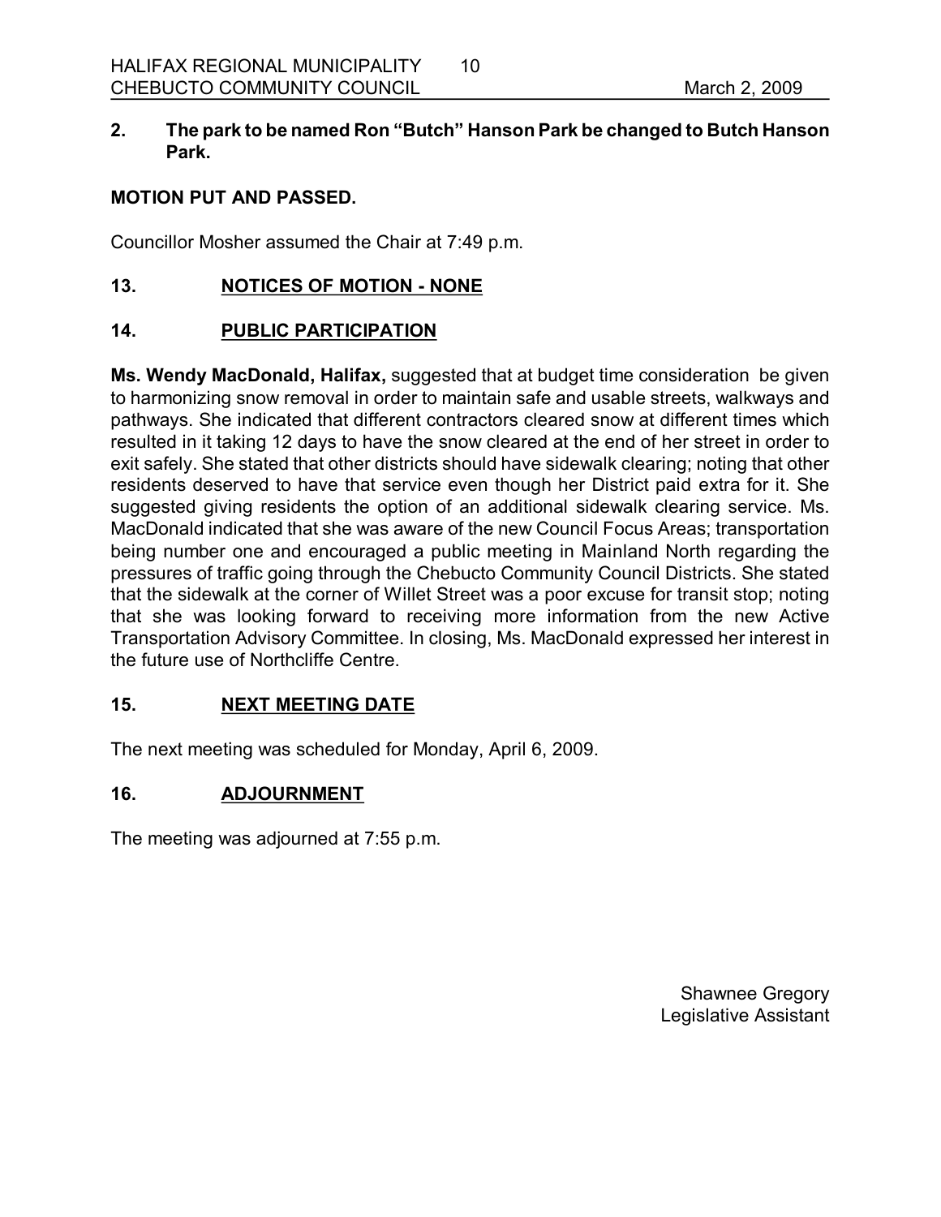**2. The park to be named Ron "Butch" Hanson Park be changed to Butch Hanson Park.**

**MOTION PUT AND PASSED.**

Councillor Mosher assumed the Chair at 7:49 p.m.

## 13. NOTICES OF MOTION - NONE

## 14. PUBLIC PARTICIPATION

**Ms. Wendy MacDonald, Halifax,** suggested that at budget time consideration be given to harmonizing snow removal in order to maintain safe and usable streets, walkways and pathways. She indicated that different contractors cleared snow at different times which resulted in it taking 12 days to have the snow cleared at the end of her street in order to exit safely. She stated that other districts should have sidewalk clearing; noting that other residents deserved to have that service even though her District paid extra for it. She suggested giving residents the option of an additional sidewalk clearing service. Ms. MacDonald indicated that she was aware of the new Council Focus Areas; transportation being number one and encouraged a public meeting in Mainland North regarding the pressures of traffic going through the Chebucto Community Council Districts. She stated that the sidewalk at the corner of Willet Street was a poor excuse for transit stop; noting that she was looking forward to receiving more information from the new Active Transportation Advisory Committee. In closing, Ms. MacDonald expressed her interest in the future use of Northcliffe Centre.

## 15. NEXT MEETING DATE

The next meeting was scheduled for Monday, April 6, 2009.

## 16. ADJOURNMENT

The meeting was adjourned at 7:55 p.m.

Shawnee Gregory
Legislative Assistant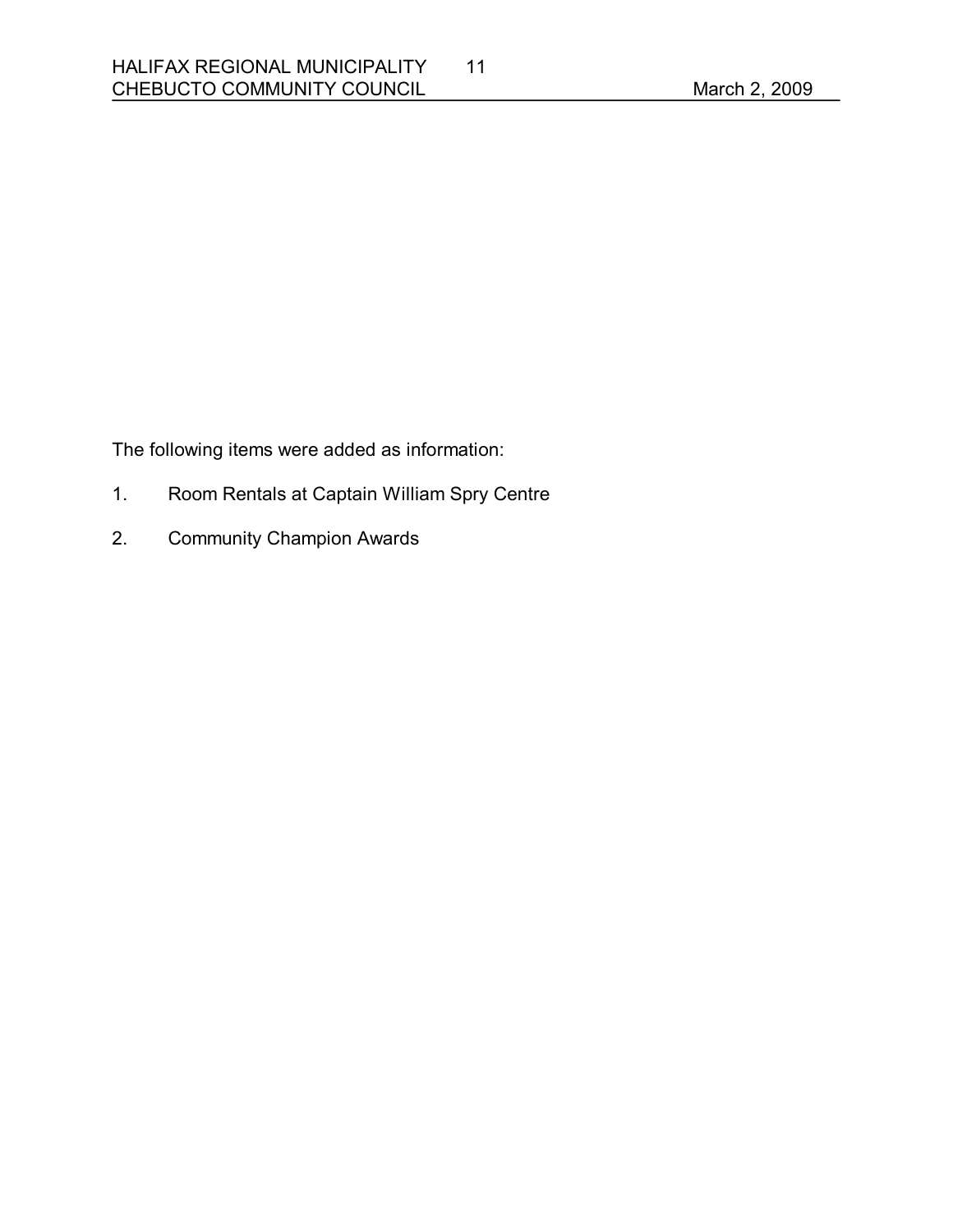The following items were added as information:

1. Room Rentals at Captain William Spry Centre
2. Community Champion Awards